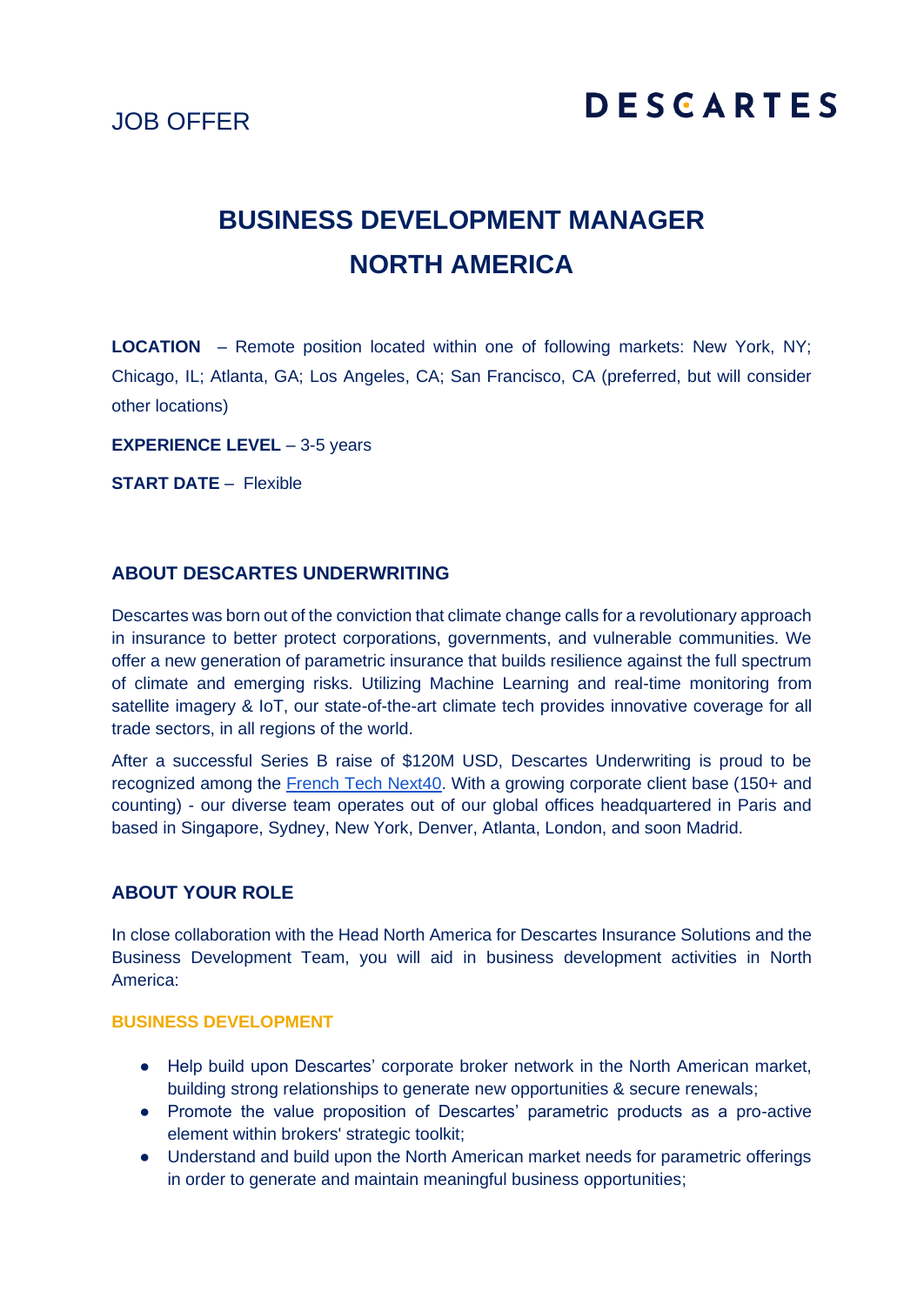JOB OFFER

DESCARTES

# BUSINESS DEVELOPMENT MANAGER NORTH AMERICA

**LOCATION** – Remote position located within one of following markets: New York, NY; Chicago, IL; Atlanta, GA; Los Angeles, CA; San Francisco, CA (preferred, but will consider other locations)

**EXPERIENCE LEVEL** – 3-5 years

**START DATE** – Flexible

## ABOUT DESCARTES UNDERWRITING

Descartes was born out of the conviction that climate change calls for a revolutionary approach in insurance to better protect corporations, governments, and vulnerable communities. We offer a new generation of parametric insurance that builds resilience against the full spectrum of climate and emerging risks. Utilizing Machine Learning and real-time monitoring from satellite imagery & IoT, our state-of-the-art climate tech provides innovative coverage for all trade sectors, in all regions of the world.

After a successful Series B raise of $120M USD, Descartes Underwriting is proud to be recognized among the French Tech Next40. With a growing corporate client base (150+ and counting) - our diverse team operates out of our global offices headquartered in Paris and based in Singapore, Sydney, New York, Denver, Atlanta, London, and soon Madrid.

## ABOUT YOUR ROLE

In close collaboration with the Head North America for Descartes Insurance Solutions and the Business Development Team, you will aid in business development activities in North America:

### BUSINESS DEVELOPMENT

- Help build upon Descartes' corporate broker network in the North American market, building strong relationships to generate new opportunities & secure renewals;
- Promote the value proposition of Descartes' parametric products as a pro-active element within brokers' strategic toolkit;
- Understand and build upon the North American market needs for parametric offerings in order to generate and maintain meaningful business opportunities;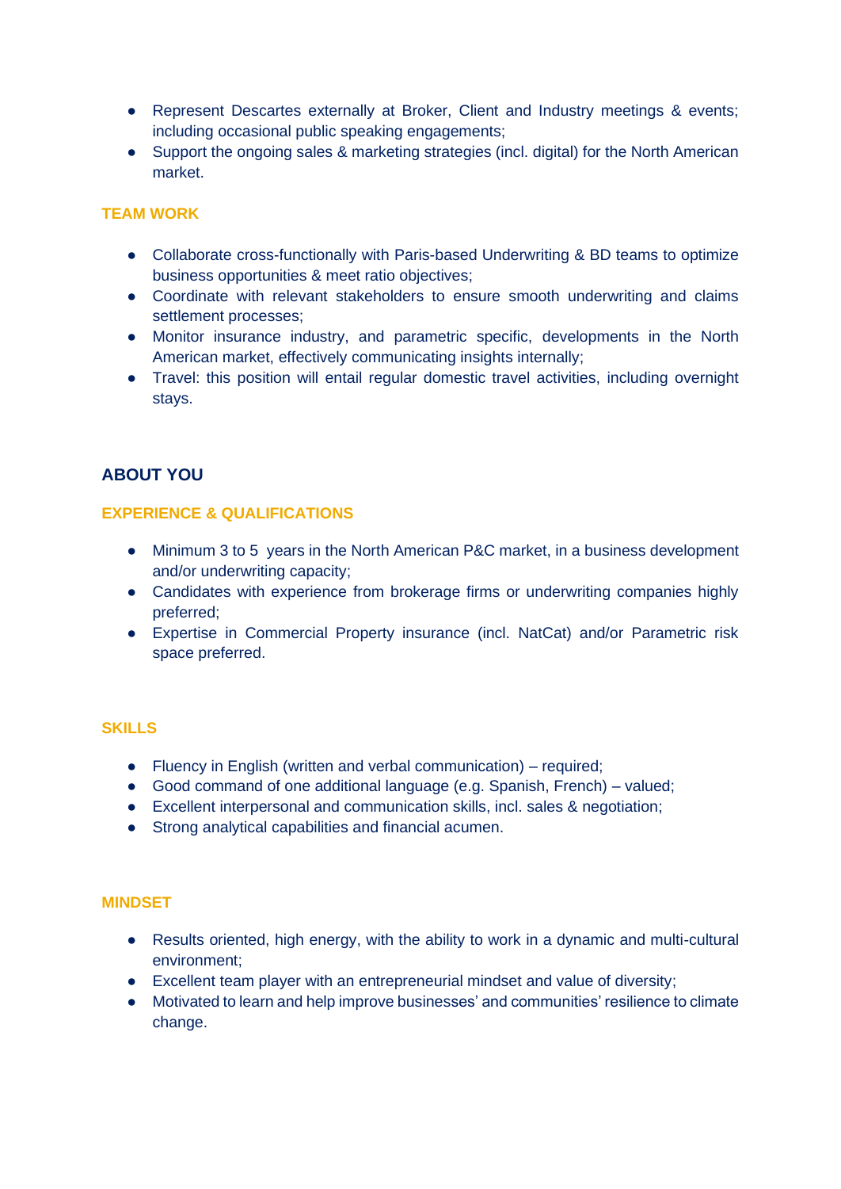- Represent Descartes externally at Broker, Client and Industry meetings & events; including occasional public speaking engagements;
- Support the ongoing sales & marketing strategies (incl. digital) for the North American market.

### TEAM WORK

- Collaborate cross-functionally with Paris-based Underwriting & BD teams to optimize business opportunities & meet ratio objectives;
- Coordinate with relevant stakeholders to ensure smooth underwriting and claims settlement processes;
- Monitor insurance industry, and parametric specific, developments in the North American market, effectively communicating insights internally;
- Travel: this position will entail regular domestic travel activities, including overnight stays.

## ABOUT YOU

### EXPERIENCE & QUALIFICATIONS

- Minimum 3 to 5 years in the North American P&C market, in a business development and/or underwriting capacity;
- Candidates with experience from brokerage firms or underwriting companies highly preferred;
- Expertise in Commercial Property insurance (incl. NatCat) and/or Parametric risk space preferred.

### SKILLS

- Fluency in English (written and verbal communication) – required;
- Good command of one additional language (e.g. Spanish, French) – valued;
- Excellent interpersonal and communication skills, incl. sales & negotiation;
- Strong analytical capabilities and financial acumen.

### MINDSET

- Results oriented, high energy, with the ability to work in a dynamic and multi-cultural environment;
- Excellent team player with an entrepreneurial mindset and value of diversity;
- Motivated to learn and help improve businesses' and communities' resilience to climate change.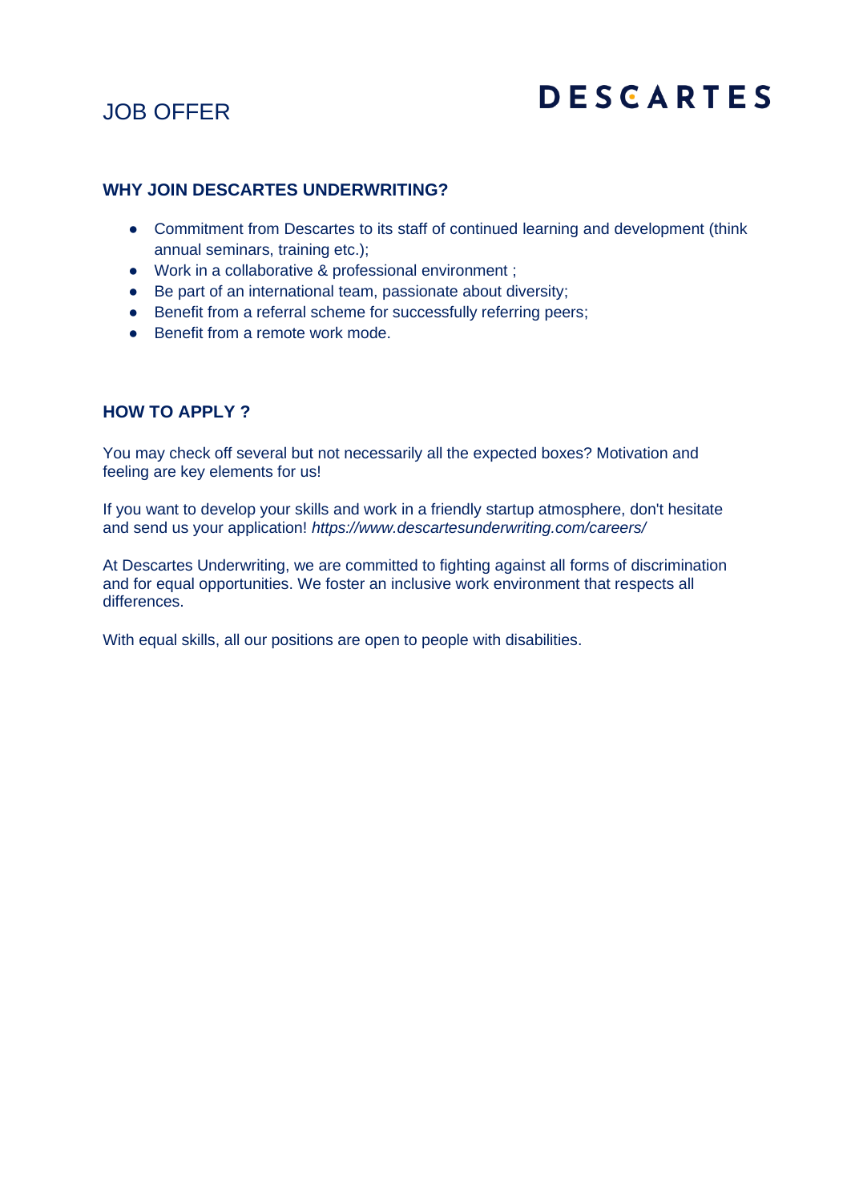## WHY JOIN DESCARTES UNDERWRITING?

- Commitment from Descartes to its staff of continued learning and development (think annual seminars, training etc.);
- Work in a collaborative & professional environment ;
- Be part of an international team, passionate about diversity;
- Benefit from a referral scheme for successfully referring peers;
- Benefit from a remote work mode.

## HOW TO APPLY ?

You may check off several but not necessarily all the expected boxes? Motivation and feeling are key elements for us!

If you want to develop your skills and work in a friendly startup atmosphere, don't hesitate and send us your application! *https://www.descartesunderwriting.com/careers/*

At Descartes Underwriting, we are committed to fighting against all forms of discrimination and for equal opportunities. We foster an inclusive work environment that respects all differences.

With equal skills, all our positions are open to people with disabilities.